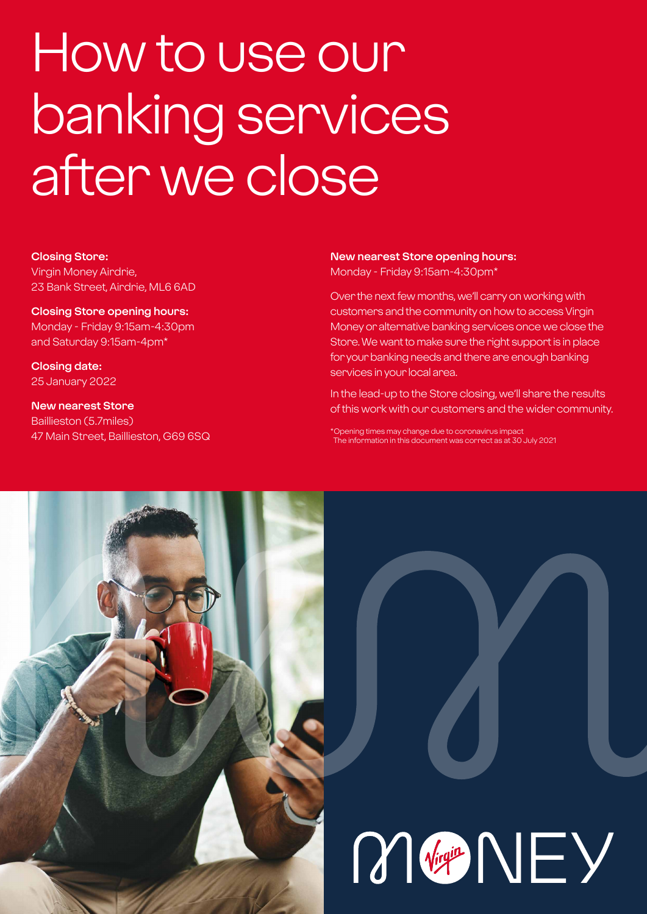# How to use our banking services after we close

**Closing Store:**
Virgin Money Airdrie,
23 Bank Street, Airdrie, ML6 6AD

**Closing Store opening hours:**
Monday - Friday 9:15am-4:30pm
and Saturday 9:15am-4pm*

**Closing date:**
25 January 2022

**New nearest Store**
Baillieston (5.7miles)
47 Main Street, Baillieston, G69 6SQ

**New nearest Store opening hours:**
Monday - Friday 9:15am-4:30pm*

Over the next few months, we'll carry on working with customers and the community on how to access Virgin Money or alternative banking services once we close the Store. We want to make sure the right support is in place for your banking needs and there are enough banking services in your local area.

In the lead-up to the Store closing, we'll share the results of this work with our customers and the wider community.

*Opening times may change due to coronavirus impact
The information in this document was correct as at 30 July 2021

MONEY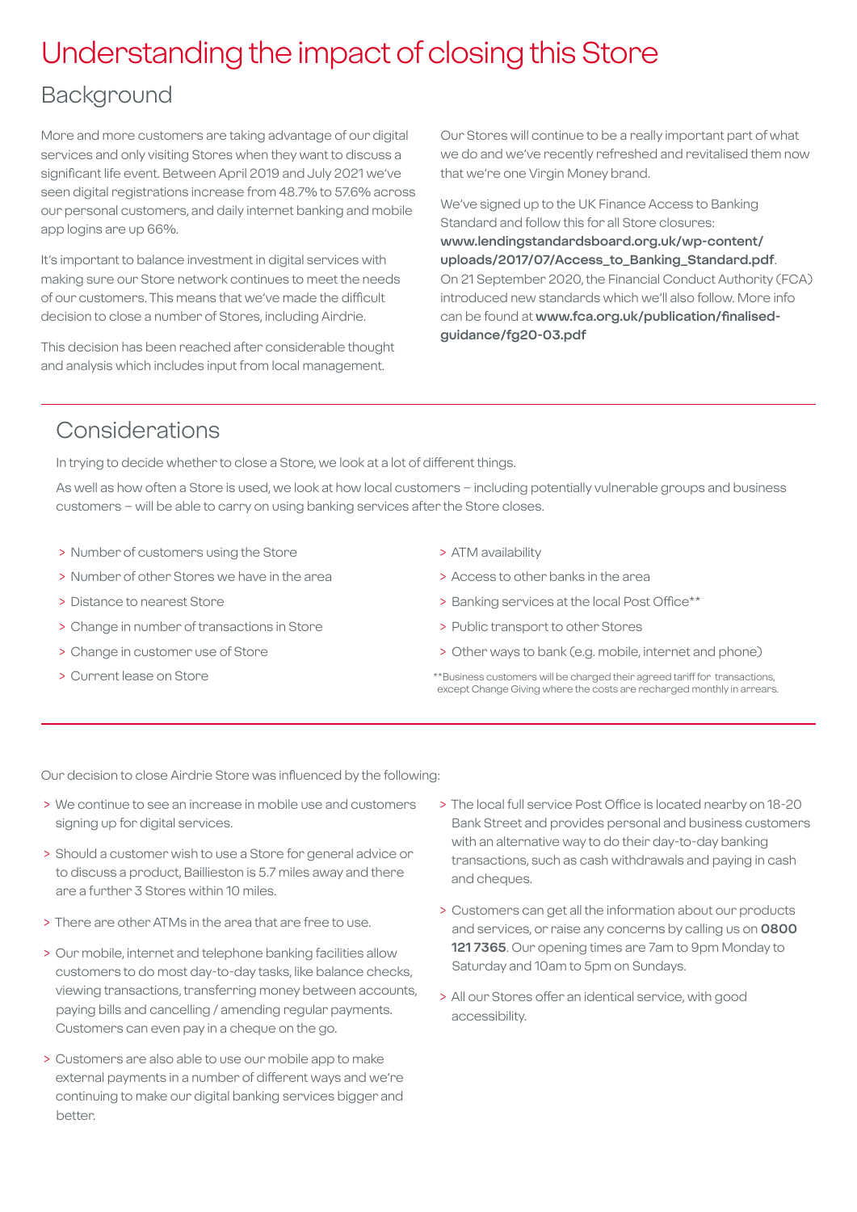# Understanding the impact of closing this Store

## Background

More and more customers are taking advantage of our digital services and only visiting Stores when they want to discuss a significant life event. Between April 2019 and July 2021 we've seen digital registrations increase from 48.7% to 57.6% across our personal customers, and daily internet banking and mobile app logins are up 66%.

It's important to balance investment in digital services with making sure our Store network continues to meet the needs of our customers. This means that we've made the difficult decision to close a number of Stores, including Airdrie.

This decision has been reached after considerable thought and analysis which includes input from local management.

Our Stores will continue to be a really important part of what we do and we've recently refreshed and revitalised them now that we're one Virgin Money brand.

We've signed up to the UK Finance Access to Banking Standard and follow this for all Store closures: **www.lendingstandardsboard.org.uk/wp-content/uploads/2017/07/Access_to_Banking_Standard.pdf**. On 21 September 2020, the Financial Conduct Authority (FCA) introduced new standards which we'll also follow. More info can be found at **www.fca.org.uk/publication/finalised-guidance/fg20-03.pdf**

## Considerations

In trying to decide whether to close a Store, we look at a lot of different things.

As well as how often a Store is used, we look at how local customers – including potentially vulnerable groups and business customers – will be able to carry on using banking services after the Store closes.

- Number of customers using the Store
- Number of other Stores we have in the area
- Distance to nearest Store
- Change in number of transactions in Store
- Change in customer use of Store
- Current lease on Store
- ATM availability
- Access to other banks in the area
- Banking services at the local Post Office**
- Public transport to other Stores
- Other ways to bank (e.g. mobile, internet and phone)

**Business customers will be charged their agreed tariff for transactions, except Change Giving where the costs are recharged monthly in arrears.

Our decision to close Airdrie Store was influenced by the following:

- We continue to see an increase in mobile use and customers signing up for digital services.
- Should a customer wish to use a Store for general advice or to discuss a product, Baillieston is 5.7 miles away and there are a further 3 Stores within 10 miles.
- There are other ATMs in the area that are free to use.
- Our mobile, internet and telephone banking facilities allow customers to do most day-to-day tasks, like balance checks, viewing transactions, transferring money between accounts, paying bills and cancelling / amending regular payments. Customers can even pay in a cheque on the go.
- Customers are also able to use our mobile app to make external payments in a number of different ways and we're continuing to make our digital banking services bigger and better.
- The local full service Post Office is located nearby on 18-20 Bank Street and provides personal and business customers with an alternative way to do their day-to-day banking transactions, such as cash withdrawals and paying in cash and cheques.
- Customers can get all the information about our products and services, or raise any concerns by calling us on **0800 121 7365**. Our opening times are 7am to 9pm Monday to Saturday and 10am to 5pm on Sundays.
- All our Stores offer an identical service, with good accessibility.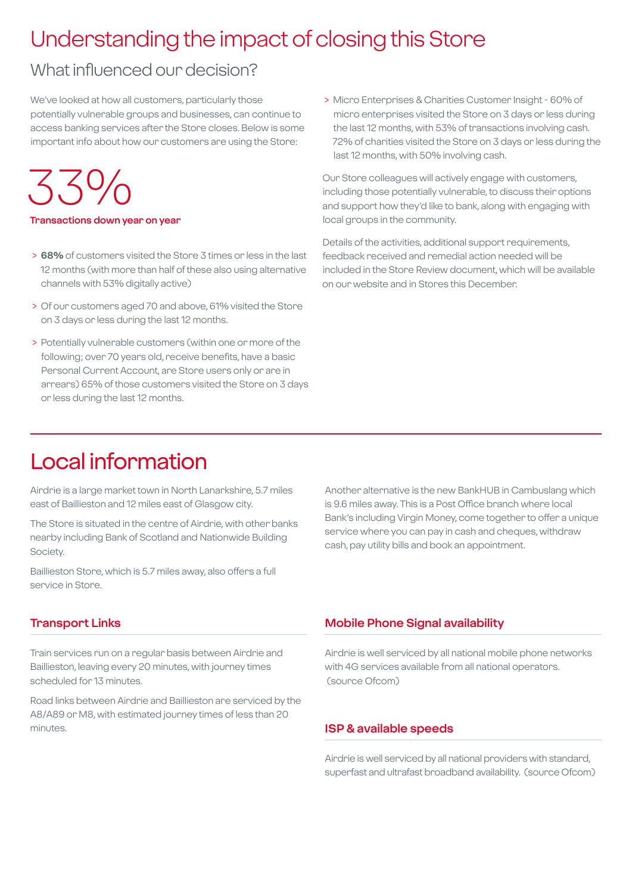# Understanding the impact of closing this Store

## What influenced our decision?

We've looked at how all customers, particularly those potentially vulnerable groups and businesses, can continue to access banking services after the Store closes. Below is some important info about how our customers are using the Store:

33%

**Transactions down year on year**

- **68%** of customers visited the Store 3 times or less in the last 12 months (with more than half of these also using alternative channels with 53% digitally active)
- Of our customers aged 70 and above, 61% visited the Store on 3 days or less during the last 12 months.
- Potentially vulnerable customers (within one or more of the following; over 70 years old, receive benefits, have a basic Personal Current Account, are Store users only or are in arrears) 65% of those customers visited the Store on 3 days or less during the last 12 months.
- Micro Enterprises & Charities Customer Insight - 60% of micro enterprises visited the Store on 3 days or less during the last 12 months, with 53% of transactions involving cash. 72% of charities visited the Store on 3 days or less during the last 12 months, with 50% involving cash.

Our Store colleagues will actively engage with customers, including those potentially vulnerable, to discuss their options and support how they'd like to bank, along with engaging with local groups in the community.

Details of the activities, additional support requirements, feedback received and remedial action needed will be included in the Store Review document, which will be available on our website and in Stores this December.

# Local information

Airdrie is a large market town in North Lanarkshire, 5.7 miles east of Baillieston and 12 miles east of Glasgow city.

The Store is situated in the centre of Airdrie, with other banks nearby including Bank of Scotland and Nationwide Building Society.

Baillieston Store, which is 5.7 miles away, also offers a full service in Store.

Another alternative is the new BankHUB in Cambuslang which is 9.6 miles away. This is a Post Office branch where local Bank's including Virgin Money, come together to offer a unique service where you can pay in cash and cheques, withdraw cash, pay utility bills and book an appointment.

### Transport Links

Train services run on a regular basis between Airdrie and Baillieston, leaving every 20 minutes, with journey times scheduled for 13 minutes.

Road links between Airdrie and Baillieston are serviced by the A8/A89 or M8, with estimated journey times of less than 20 minutes.

### Mobile Phone Signal availability

Airdrie is well serviced by all national mobile phone networks with 4G services available from all national operators. (source Ofcom)

### ISP & available speeds

Airdrie is well serviced by all national providers with standard, superfast and ultrafast broadband availability. (source Ofcom)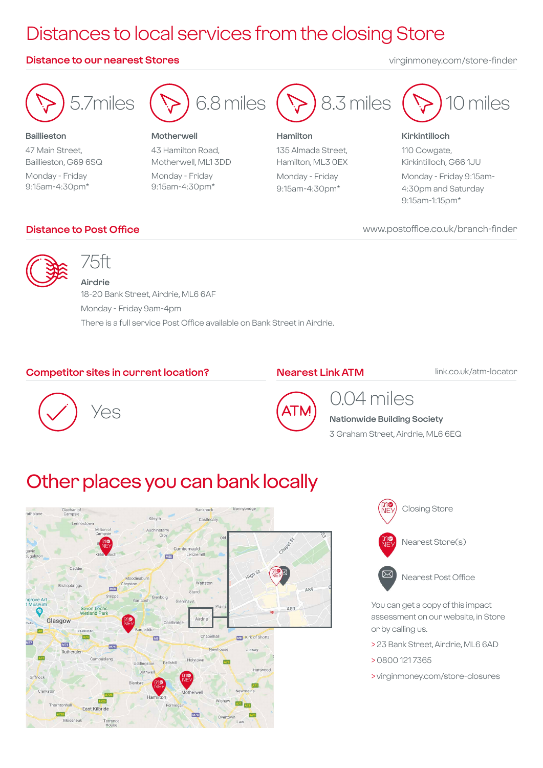# Distances to local services from the closing Store

## Distance to our nearest Stores

virginmoney.com/store-finder

**5.7miles**

**Baillieston**

47 Main Street,
Baillieston, G69 6SQ

Monday - Friday
9:15am-4:30pm*

**6.8 miles**

**Motherwell**

43 Hamilton Road,
Motherwell, ML1 3DD

Monday - Friday
9:15am-4:30pm*

**8.3 miles**

**Hamilton**

135 Almada Street,
Hamilton, ML3 0EX

Monday - Friday
9:15am-4:30pm*

**10 miles**

**Kirkintilloch**

110 Cowgate,
Kirkintilloch, G66 1JU

Monday - Friday 9:15am-4:30pm and Saturday
9:15am-1:15pm*

## Distance to Post Office

www.postoffice.co.uk/branch-finder

75ft

**Airdrie**

18-20 Bank Street, Airdrie, ML6 6AF

Monday - Friday 9am-4pm

There is a full service Post Office available on Bank Street in Airdrie.

## Competitor sites in current location?

Yes

## Nearest Link ATM

link.co.uk/atm-locator

0.04 miles

**Nationwide Building Society**

3 Graham Street, Airdrie, ML6 6EQ

# Other places you can bank locally

Closing Store

Nearest Store(s)

Nearest Post Office

You can get a copy of this impact assessment on our website, in Store or by calling us.

> 23 Bank Street, Airdrie, ML6 6AD

> 0800 121 7365

> virginmoney.com/store-closures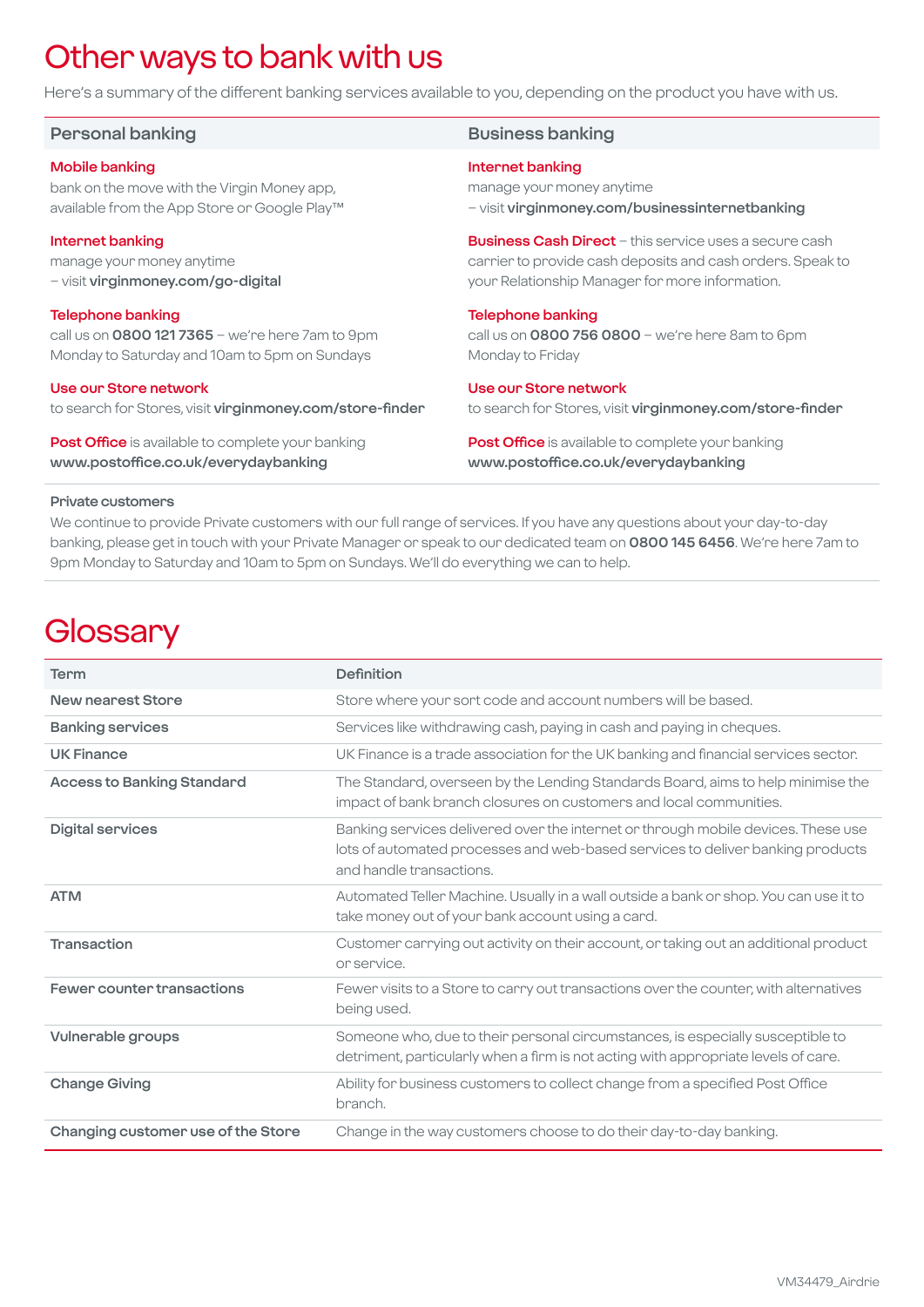# Other ways to bank with us

Here's a summary of the different banking services available to you, depending on the product you have with us.

## Personal banking

**Mobile banking**
bank on the move with the Virgin Money app, available from the App Store or Google Play™

**Internet banking**
manage your money anytime
– visit **virginmoney.com/go-digital**

**Telephone banking**
call us on **0800 121 7365** – we're here 7am to 9pm Monday to Saturday and 10am to 5pm on Sundays

**Use our Store network**
to search for Stores, visit **virginmoney.com/store-finder**

**Post Office** is available to complete your banking
**www.postoffice.co.uk/everydaybanking**

## Business banking

**Internet banking**
manage your money anytime
– visit **virginmoney.com/businessinternetbanking**

**Business Cash Direct** – this service uses a secure cash carrier to provide cash deposits and cash orders. Speak to your Relationship Manager for more information.

**Telephone banking**
call us on **0800 756 0800** – we're here 8am to 6pm Monday to Friday

**Use our Store network**
to search for Stores, visit **virginmoney.com/store-finder**

**Post Office** is available to complete your banking
**www.postoffice.co.uk/everydaybanking**

**Private customers**
We continue to provide Private customers with our full range of services. If you have any questions about your day-to-day banking, please get in touch with your Private Manager or speak to our dedicated team on **0800 145 6456**. We're here 7am to 9pm Monday to Saturday and 10am to 5pm on Sundays. We'll do everything we can to help.

# Glossary

| Term | Definition |
|---|---|
| New nearest Store | Store where your sort code and account numbers will be based. |
| Banking services | Services like withdrawing cash, paying in cash and paying in cheques. |
| UK Finance | UK Finance is a trade association for the UK banking and financial services sector. |
| Access to Banking Standard | The Standard, overseen by the Lending Standards Board, aims to help minimise the impact of bank branch closures on customers and local communities. |
| Digital services | Banking services delivered over the internet or through mobile devices. These use lots of automated processes and web-based services to deliver banking products and handle transactions. |
| ATM | Automated Teller Machine. Usually in a wall outside a bank or shop. You can use it to take money out of your bank account using a card. |
| Transaction | Customer carrying out activity on their account, or taking out an additional product or service. |
| Fewer counter transactions | Fewer visits to a Store to carry out transactions over the counter, with alternatives being used. |
| Vulnerable groups | Someone who, due to their personal circumstances, is especially susceptible to detriment, particularly when a firm is not acting with appropriate levels of care. |
| Change Giving | Ability for business customers to collect change from a specified Post Office branch. |
| Changing customer use of the Store | Change in the way customers choose to do their day-to-day banking. |

VM34479_Airdrie